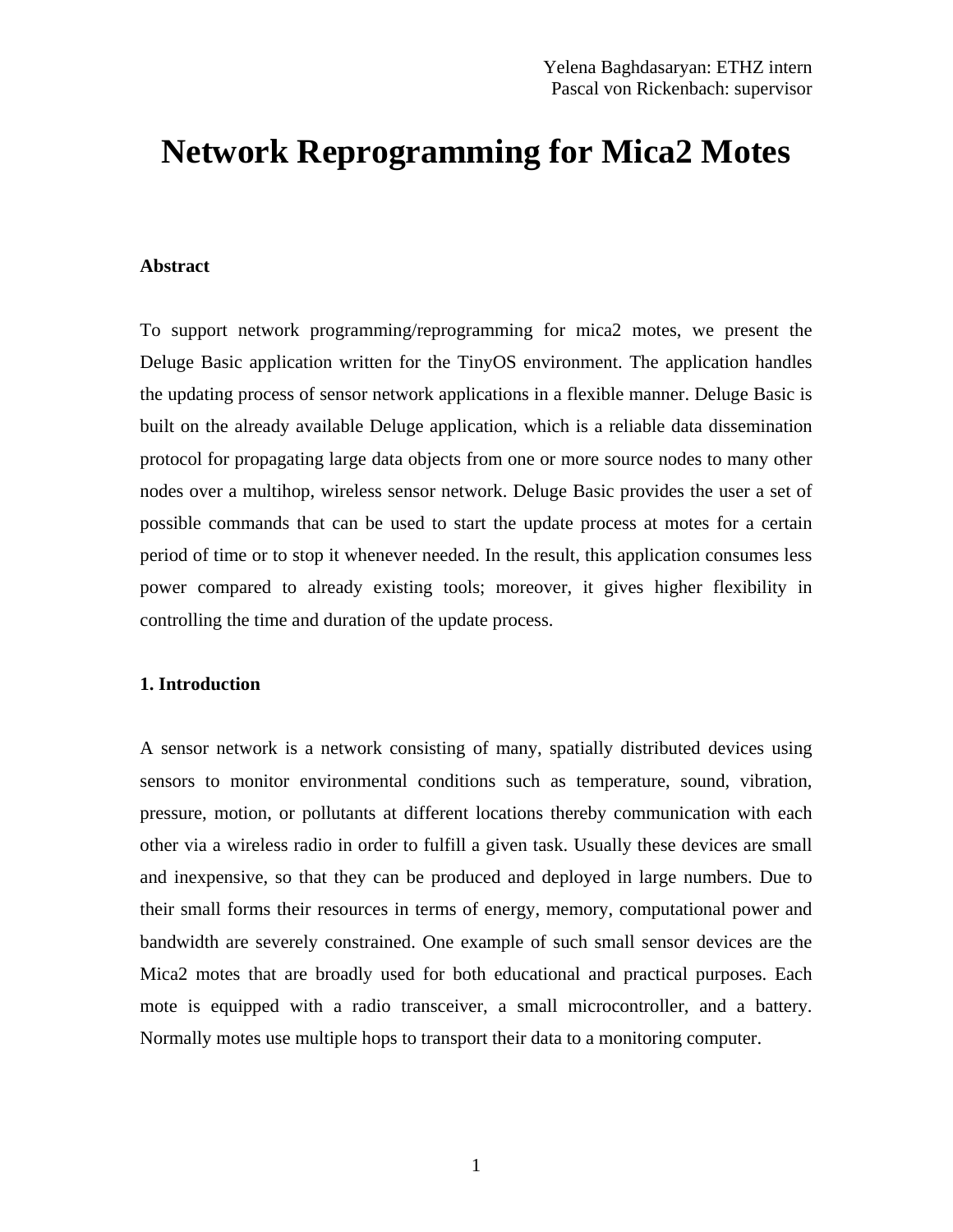Yelena Baghdasaryan: ETHZ intern
Pascal von Rickenbach: supervisor

# Network Reprogramming for Mica2 Motes

## Abstract

To support network programming/reprogramming for mica2 motes, we present the Deluge Basic application written for the TinyOS environment. The application handles the updating process of sensor network applications in a flexible manner. Deluge Basic is built on the already available Deluge application, which is a reliable data dissemination protocol for propagating large data objects from one or more source nodes to many other nodes over a multihop, wireless sensor network. Deluge Basic provides the user a set of possible commands that can be used to start the update process at motes for a certain period of time or to stop it whenever needed. In the result, this application consumes less power compared to already existing tools; moreover, it gives higher flexibility in controlling the time and duration of the update process.

## 1. Introduction

A sensor network is a network consisting of many, spatially distributed devices using sensors to monitor environmental conditions such as temperature, sound, vibration, pressure, motion, or pollutants at different locations thereby communication with each other via a wireless radio in order to fulfill a given task. Usually these devices are small and inexpensive, so that they can be produced and deployed in large numbers. Due to their small forms their resources in terms of energy, memory, computational power and bandwidth are severely constrained. One example of such small sensor devices are the Mica2 motes that are broadly used for both educational and practical purposes. Each mote is equipped with a radio transceiver, a small microcontroller, and a battery. Normally motes use multiple hops to transport their data to a monitoring computer.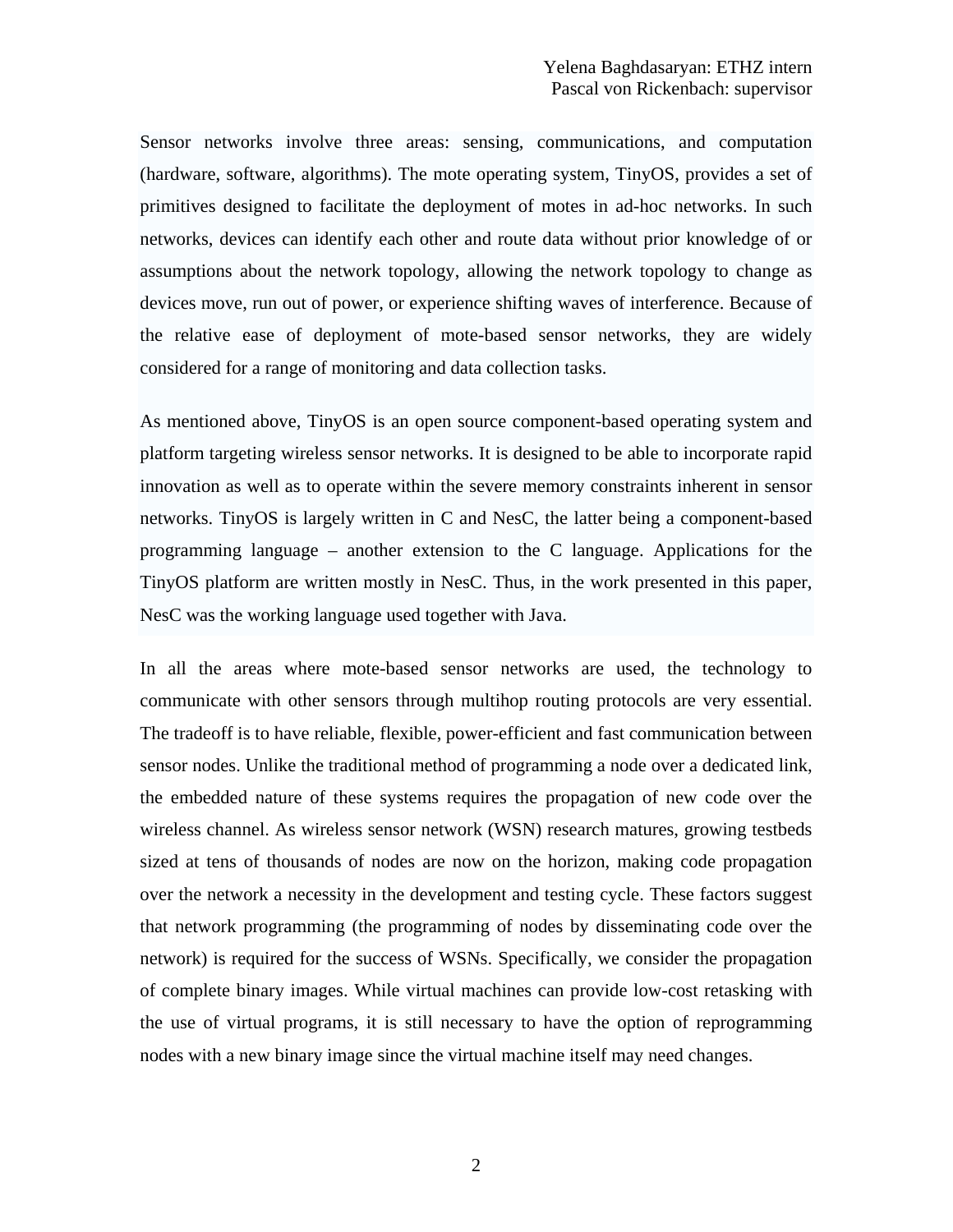Sensor networks involve three areas: sensing, communications, and computation (hardware, software, algorithms). The mote operating system, TinyOS, provides a set of primitives designed to facilitate the deployment of motes in ad-hoc networks. In such networks, devices can identify each other and route data without prior knowledge of or assumptions about the network topology, allowing the network topology to change as devices move, run out of power, or experience shifting waves of interference. Because of the relative ease of deployment of mote-based sensor networks, they are widely considered for a range of monitoring and data collection tasks.

As mentioned above, TinyOS is an open source component-based operating system and platform targeting wireless sensor networks. It is designed to be able to incorporate rapid innovation as well as to operate within the severe memory constraints inherent in sensor networks. TinyOS is largely written in C and NesC, the latter being a component-based programming language – another extension to the C language. Applications for the TinyOS platform are written mostly in NesC. Thus, in the work presented in this paper, NesC was the working language used together with Java.

In all the areas where mote-based sensor networks are used, the technology to communicate with other sensors through multihop routing protocols are very essential. The tradeoff is to have reliable, flexible, power-efficient and fast communication between sensor nodes. Unlike the traditional method of programming a node over a dedicated link, the embedded nature of these systems requires the propagation of new code over the wireless channel. As wireless sensor network (WSN) research matures, growing testbeds sized at tens of thousands of nodes are now on the horizon, making code propagation over the network a necessity in the development and testing cycle. These factors suggest that network programming (the programming of nodes by disseminating code over the network) is required for the success of WSNs. Specifically, we consider the propagation of complete binary images. While virtual machines can provide low-cost retasking with the use of virtual programs, it is still necessary to have the option of reprogramming nodes with a new binary image since the virtual machine itself may need changes.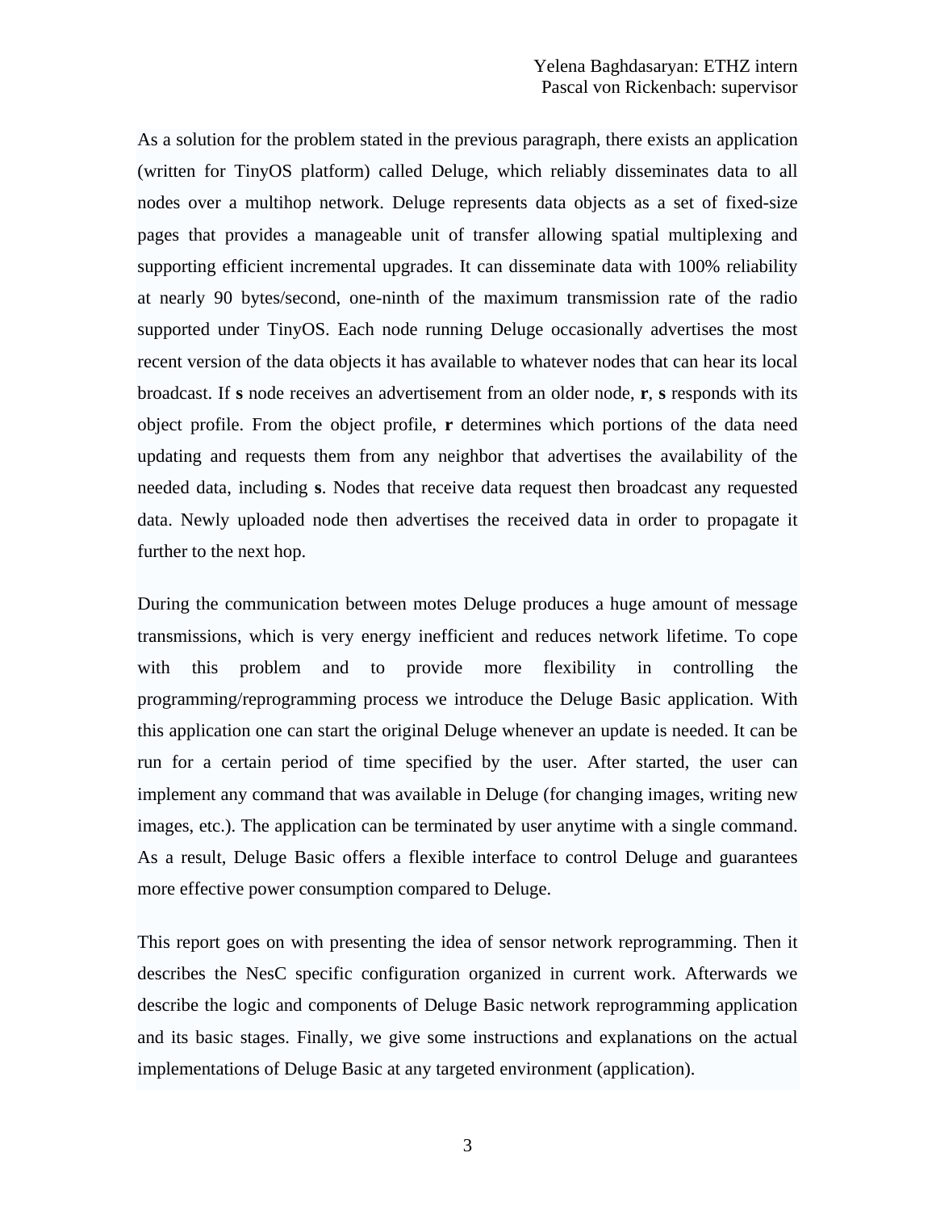As a solution for the problem stated in the previous paragraph, there exists an application (written for TinyOS platform) called Deluge, which reliably disseminates data to all nodes over a multihop network. Deluge represents data objects as a set of fixed-size pages that provides a manageable unit of transfer allowing spatial multiplexing and supporting efficient incremental upgrades. It can disseminate data with 100% reliability at nearly 90 bytes/second, one-ninth of the maximum transmission rate of the radio supported under TinyOS. Each node running Deluge occasionally advertises the most recent version of the data objects it has available to whatever nodes that can hear its local broadcast. If **s** node receives an advertisement from an older node, **r**, **s** responds with its object profile. From the object profile, **r** determines which portions of the data need updating and requests them from any neighbor that advertises the availability of the needed data, including **s**. Nodes that receive data request then broadcast any requested data. Newly uploaded node then advertises the received data in order to propagate it further to the next hop.

During the communication between motes Deluge produces a huge amount of message transmissions, which is very energy inefficient and reduces network lifetime. To cope with this problem and to provide more flexibility in controlling the programming/reprogramming process we introduce the Deluge Basic application. With this application one can start the original Deluge whenever an update is needed. It can be run for a certain period of time specified by the user. After started, the user can implement any command that was available in Deluge (for changing images, writing new images, etc.). The application can be terminated by user anytime with a single command. As a result, Deluge Basic offers a flexible interface to control Deluge and guarantees more effective power consumption compared to Deluge.

This report goes on with presenting the idea of sensor network reprogramming. Then it describes the NesC specific configuration organized in current work. Afterwards we describe the logic and components of Deluge Basic network reprogramming application and its basic stages. Finally, we give some instructions and explanations on the actual implementations of Deluge Basic at any targeted environment (application).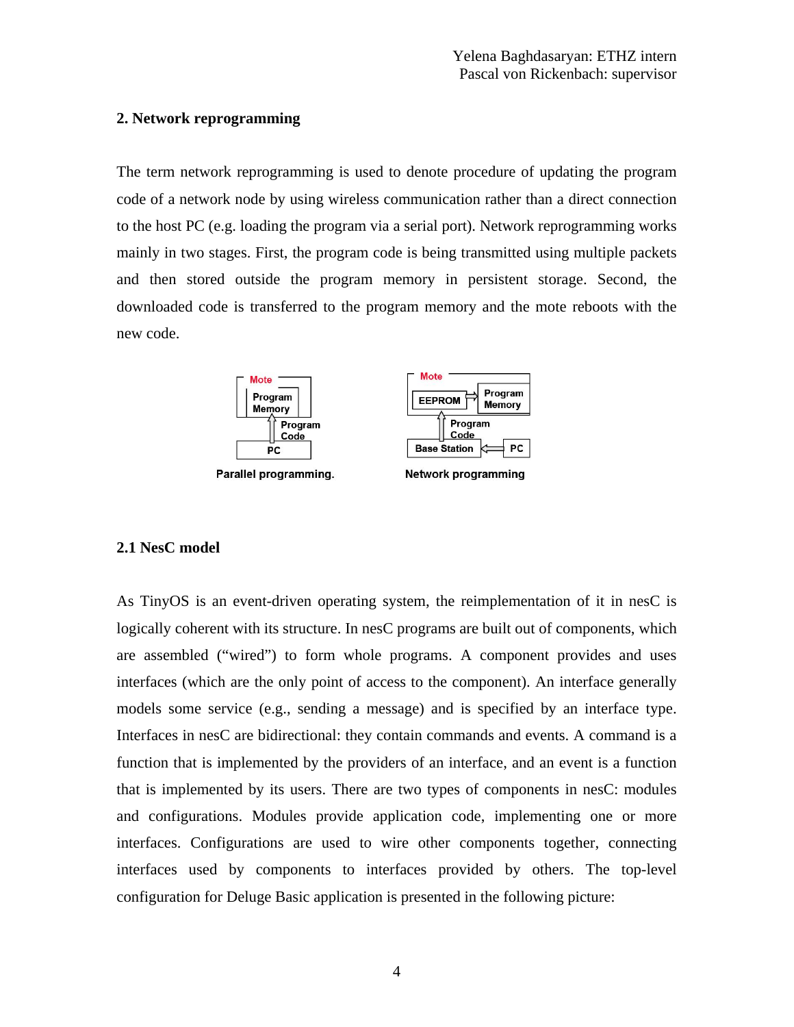## 2. Network reprogramming

The term network reprogramming is used to denote procedure of updating the program code of a network node by using wireless communication rather than a direct connection to the host PC (e.g. loading the program via a serial port). Network reprogramming works mainly in two stages. First, the program code is being transmitted using multiple packets and then stored outside the program memory in persistent storage. Second, the downloaded code is transferred to the program memory and the mote reboots with the new code.

Parallel programming. Network programming

### 2.1 NesC model

As TinyOS is an event-driven operating system, the reimplementation of it in nesC is logically coherent with its structure. In nesC programs are built out of components, which are assembled ("wired") to form whole programs. A component provides and uses interfaces (which are the only point of access to the component). An interface generally models some service (e.g., sending a message) and is specified by an interface type. Interfaces in nesC are bidirectional: they contain commands and events. A command is a function that is implemented by the providers of an interface, and an event is a function that is implemented by its users. There are two types of components in nesC: modules and configurations. Modules provide application code, implementing one or more interfaces. Configurations are used to wire other components together, connecting interfaces used by components to interfaces provided by others. The top-level configuration for Deluge Basic application is presented in the following picture: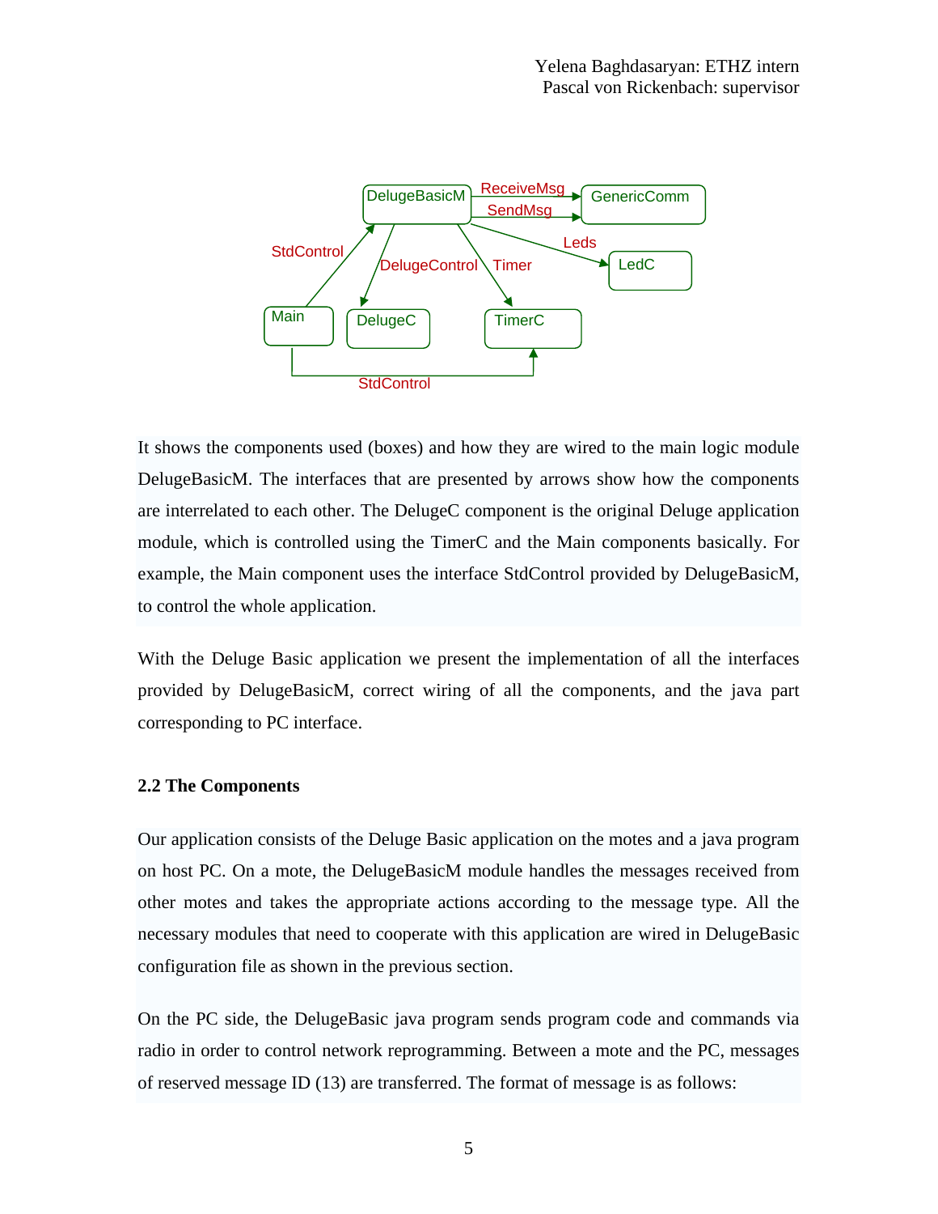It shows the components used (boxes) and how they are wired to the main logic module DelugeBasicM. The interfaces that are presented by arrows show how the components are interrelated to each other. The DelugeC component is the original Deluge application module, which is controlled using the TimerC and the Main components basically. For example, the Main component uses the interface StdControl provided by DelugeBasicM, to control the whole application.

With the Deluge Basic application we present the implementation of all the interfaces provided by DelugeBasicM, correct wiring of all the components, and the java part corresponding to PC interface.

### 2.2 The Components

Our application consists of the Deluge Basic application on the motes and a java program on host PC. On a mote, the DelugeBasicM module handles the messages received from other motes and takes the appropriate actions according to the message type. All the necessary modules that need to cooperate with this application are wired in DelugeBasic configuration file as shown in the previous section.

On the PC side, the DelugeBasic java program sends program code and commands via radio in order to control network reprogramming. Between a mote and the PC, messages of reserved message ID (13) are transferred. The format of message is as follows: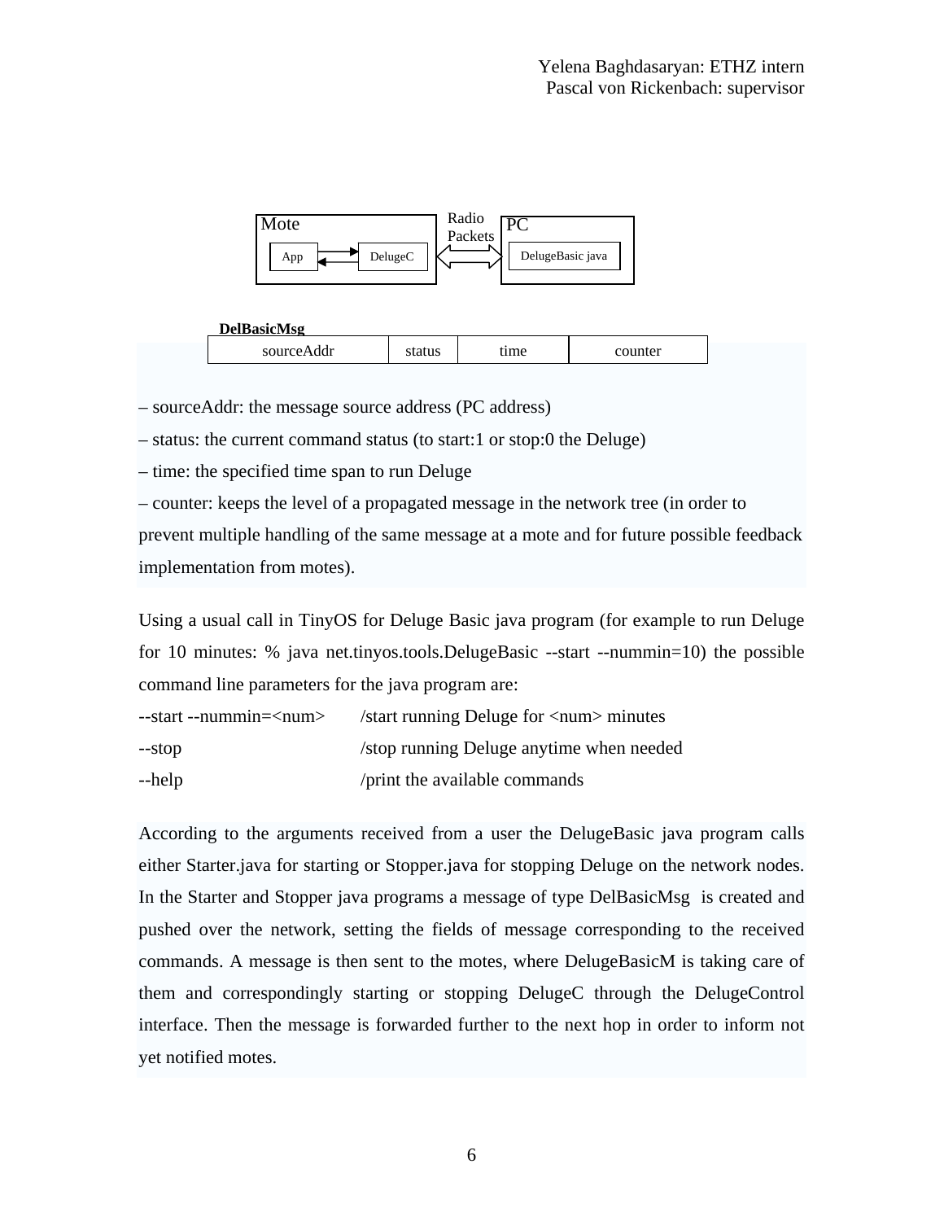Mote — App ⇄ DelugeC ⟺ Radio Packets ⟺ PC — DelugeBasic java

**DelBasicMsg**

| sourceAddr | status | time | counter |
|---|---|---|---|

– sourceAddr: the message source address (PC address)

– status: the current command status (to start:1 or stop:0 the Deluge)

– time: the specified time span to run Deluge

– counter: keeps the level of a propagated message in the network tree (in order to prevent multiple handling of the same message at a mote and for future possible feedback implementation from motes).

Using a usual call in TinyOS for Deluge Basic java program (for example to run Deluge for 10 minutes: % java net.tinyos.tools.DelugeBasic --start --nummin=10) the possible command line parameters for the java program are:

```
--start --nummin=<num>    /start running Deluge for <num> minutes
--stop                    /stop running Deluge anytime when needed
--help                    /print the available commands
```

According to the arguments received from a user the DelugeBasic java program calls either Starter.java for starting or Stopper.java for stopping Deluge on the network nodes. In the Starter and Stopper java programs a message of type DelBasicMsg is created and pushed over the network, setting the fields of message corresponding to the received commands. A message is then sent to the motes, where DelugeBasicM is taking care of them and correspondingly starting or stopping DelugeC through the DelugeControl interface. Then the message is forwarded further to the next hop in order to inform not yet notified motes.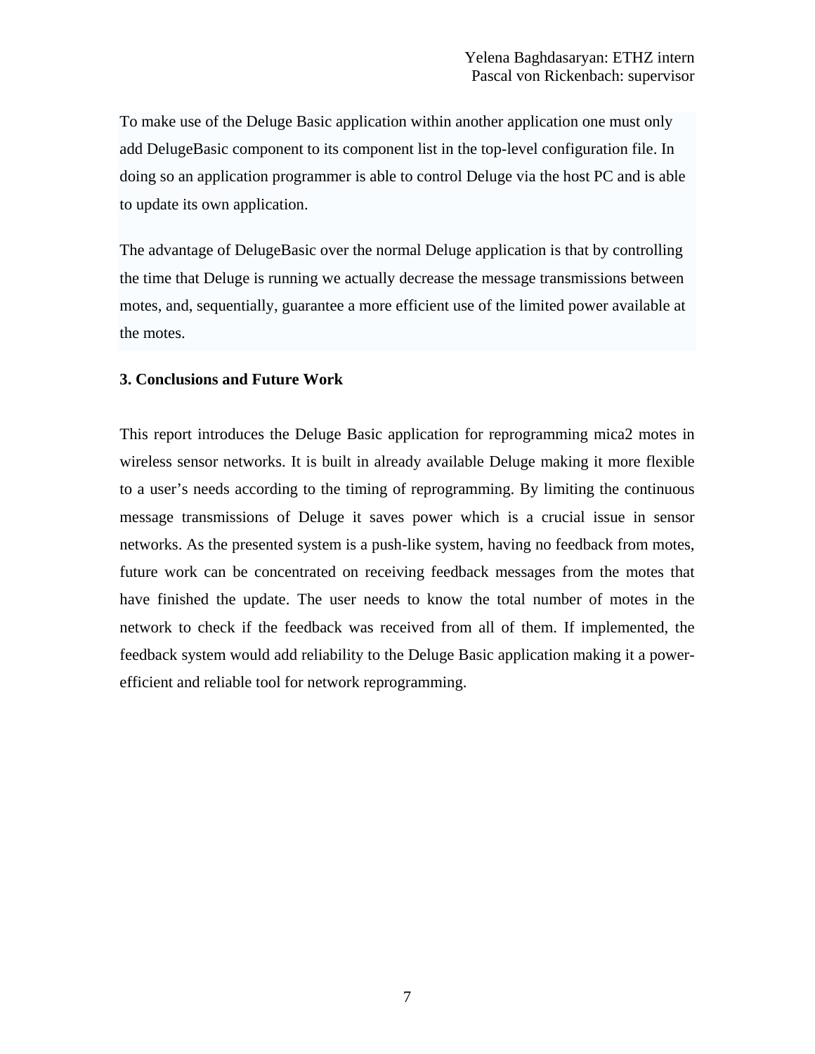To make use of the Deluge Basic application within another application one must only add DelugeBasic component to its component list in the top-level configuration file. In doing so an application programmer is able to control Deluge via the host PC and is able to update its own application.

The advantage of DelugeBasic over the normal Deluge application is that by controlling the time that Deluge is running we actually decrease the message transmissions between motes, and, sequentially, guarantee a more efficient use of the limited power available at the motes.

**3. Conclusions and Future Work**

This report introduces the Deluge Basic application for reprogramming mica2 motes in wireless sensor networks. It is built in already available Deluge making it more flexible to a user's needs according to the timing of reprogramming. By limiting the continuous message transmissions of Deluge it saves power which is a crucial issue in sensor networks. As the presented system is a push-like system, having no feedback from motes, future work can be concentrated on receiving feedback messages from the motes that have finished the update. The user needs to know the total number of motes in the network to check if the feedback was received from all of them. If implemented, the feedback system would add reliability to the Deluge Basic application making it a power-efficient and reliable tool for network reprogramming.